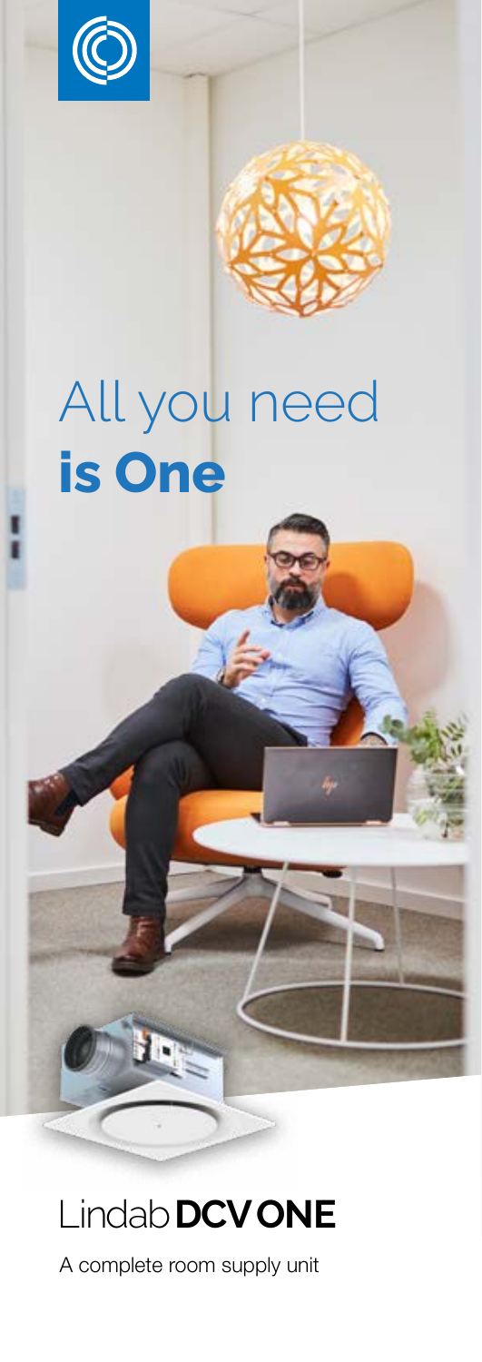# All you need **is One**

## Lindab **DCV ONE**

A complete room supply unit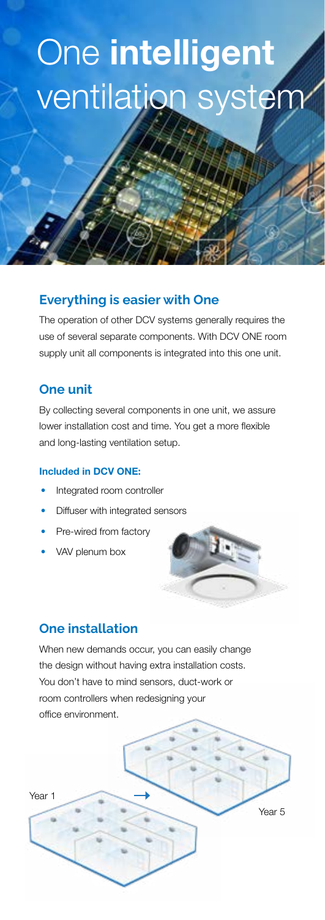# One **intelligent** ventilation system

## Everything is easier with One

The operation of other DCV systems generally requires the use of several separate components. With DCV ONE room supply unit all components is integrated into this one unit.

## One unit

By collecting several components in one unit, we assure lower installation cost and time. You get a more flexible and long-lasting ventilation setup.

#### Included in DCV ONE:

- Integrated room controller
- Diffuser with integrated sensors
- Pre-wired from factory
- VAV plenum box

## One installation

When new demands occur, you can easily change the design without having extra installation costs. You don't have to mind sensors, duct-work or room controllers when redesigning your office environment.

Year 1

Year 5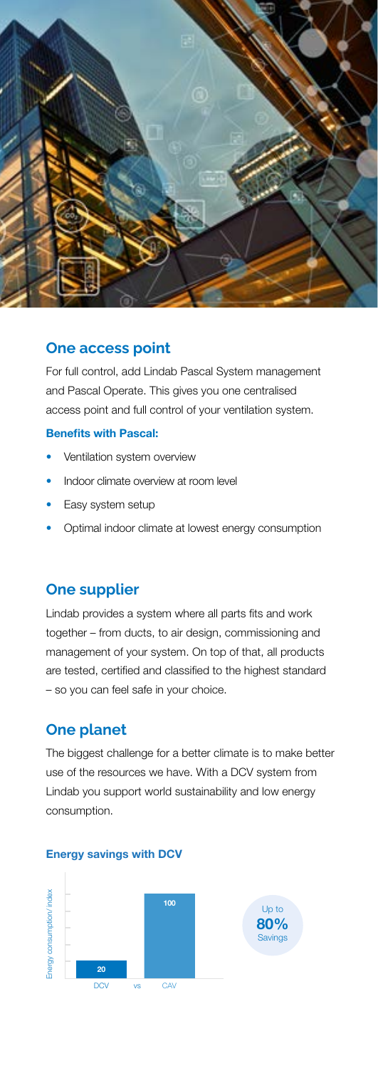## One access point

For full control, add Lindab Pascal System management and Pascal Operate. This gives you one centralised access point and full control of your ventilation system.

**Benefits with Pascal:**

- Ventilation system overview
- Indoor climate overview at room level
- Easy system setup
- Optimal indoor climate at lowest energy consumption

## One supplier

Lindab provides a system where all parts fits and work together – from ducts, to air design, commissioning and management of your system. On top of that, all products are tested, certified and classified to the highest standard – so you can feel safe in your choice.

## One planet

The biggest challenge for a better climate is to make better use of the resources we have. With a DCV system from Lindab you support world sustainability and low energy consumption.

**Energy savings with DCV**

| | Energy consumption/ index |
|---|---|
| DCV | 20 |
| CAV | 100 |

Up to **80%** Savings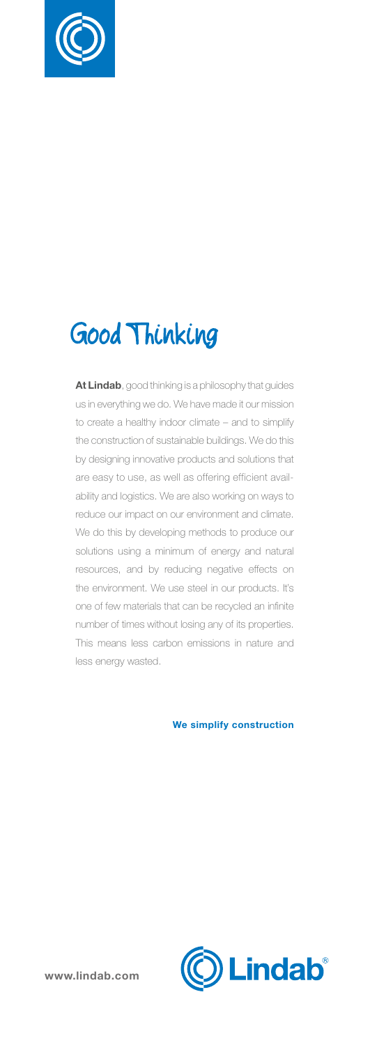# Good Thinking

**At Lindab**, good thinking is a philosophy that guides us in everything we do. We have made it our mission to create a healthy indoor climate – and to simplify the construction of sustainable buildings. We do this by designing innovative products and solutions that are easy to use, as well as offering efficient availability and logistics. We are also working on ways to reduce our impact on our environment and climate. We do this by developing methods to produce our solutions using a minimum of energy and natural resources, and by reducing negative effects on the environment. We use steel in our products. It's one of few materials that can be recycled an infinite number of times without losing any of its properties. This means less carbon emissions in nature and less energy wasted.

**We simplify construction**

**www.lindab.com**